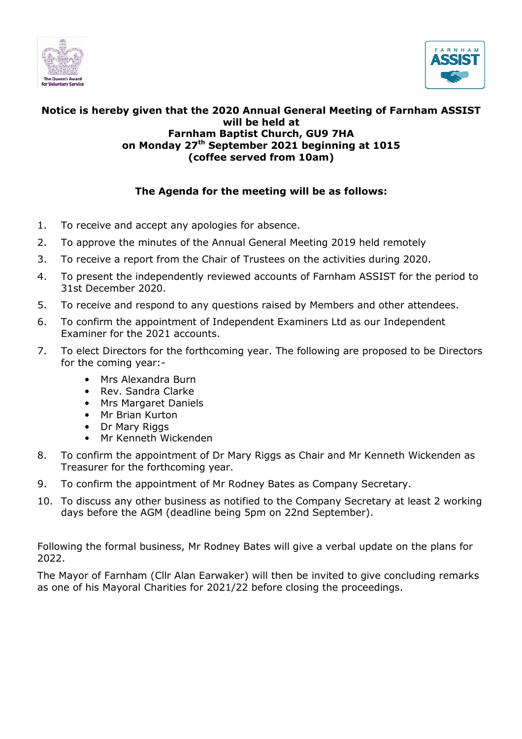**Notice is hereby given that the 2020 Annual General Meeting of Farnham ASSIST will be held at Farnham Baptist Church, GU9 7HA on Monday 27th September 2021 beginning at 1015 (coffee served from 10am)**

**The Agenda for the meeting will be as follows:**

1. To receive and accept any apologies for absence.
2. To approve the minutes of the Annual General Meeting 2019 held remotely
3. To receive a report from the Chair of Trustees on the activities during 2020.
4. To present the independently reviewed accounts of Farnham ASSIST for the period to 31st December 2020.
5. To receive and respond to any questions raised by Members and other attendees.
6. To confirm the appointment of Independent Examiners Ltd as our Independent Examiner for the 2021 accounts.
7. To elect Directors for the forthcoming year. The following are proposed to be Directors for the coming year:-
   - Mrs Alexandra Burn
   - Rev. Sandra Clarke
   - Mrs Margaret Daniels
   - Mr Brian Kurton
   - Dr Mary Riggs
   - Mr Kenneth Wickenden
8. To confirm the appointment of Dr Mary Riggs as Chair and Mr Kenneth Wickenden as Treasurer for the forthcoming year.
9. To confirm the appointment of Mr Rodney Bates as Company Secretary.
10. To discuss any other business as notified to the Company Secretary at least 2 working days before the AGM (deadline being 5pm on 22nd September).

Following the formal business, Mr Rodney Bates will give a verbal update on the plans for 2022.

The Mayor of Farnham (Cllr Alan Earwaker) will then be invited to give concluding remarks as one of his Mayoral Charities for 2021/22 before closing the proceedings.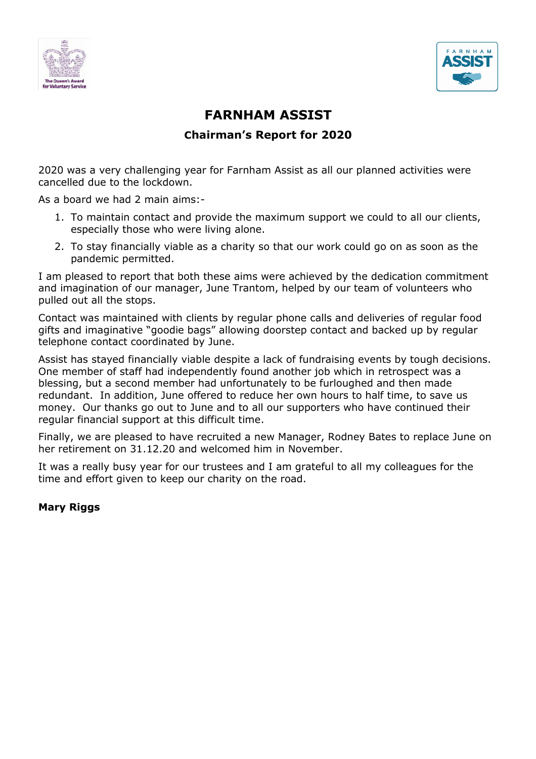# FARNHAM ASSIST

## Chairman's Report for 2020

2020 was a very challenging year for Farnham Assist as all our planned activities were cancelled due to the lockdown.

As a board we had 2 main aims:-

1. To maintain contact and provide the maximum support we could to all our clients, especially those who were living alone.
2. To stay financially viable as a charity so that our work could go on as soon as the pandemic permitted.

I am pleased to report that both these aims were achieved by the dedication commitment and imagination of our manager, June Trantom, helped by our team of volunteers who pulled out all the stops.

Contact was maintained with clients by regular phone calls and deliveries of regular food gifts and imaginative "goodie bags" allowing doorstep contact and backed up by regular telephone contact coordinated by June.

Assist has stayed financially viable despite a lack of fundraising events by tough decisions. One member of staff had independently found another job which in retrospect was a blessing, but a second member had unfortunately to be furloughed and then made redundant. In addition, June offered to reduce her own hours to half time, to save us money. Our thanks go out to June and to all our supporters who have continued their regular financial support at this difficult time.

Finally, we are pleased to have recruited a new Manager, Rodney Bates to replace June on her retirement on 31.12.20 and welcomed him in November.

It was a really busy year for our trustees and I am grateful to all my colleagues for the time and effort given to keep our charity on the road.

**Mary Riggs**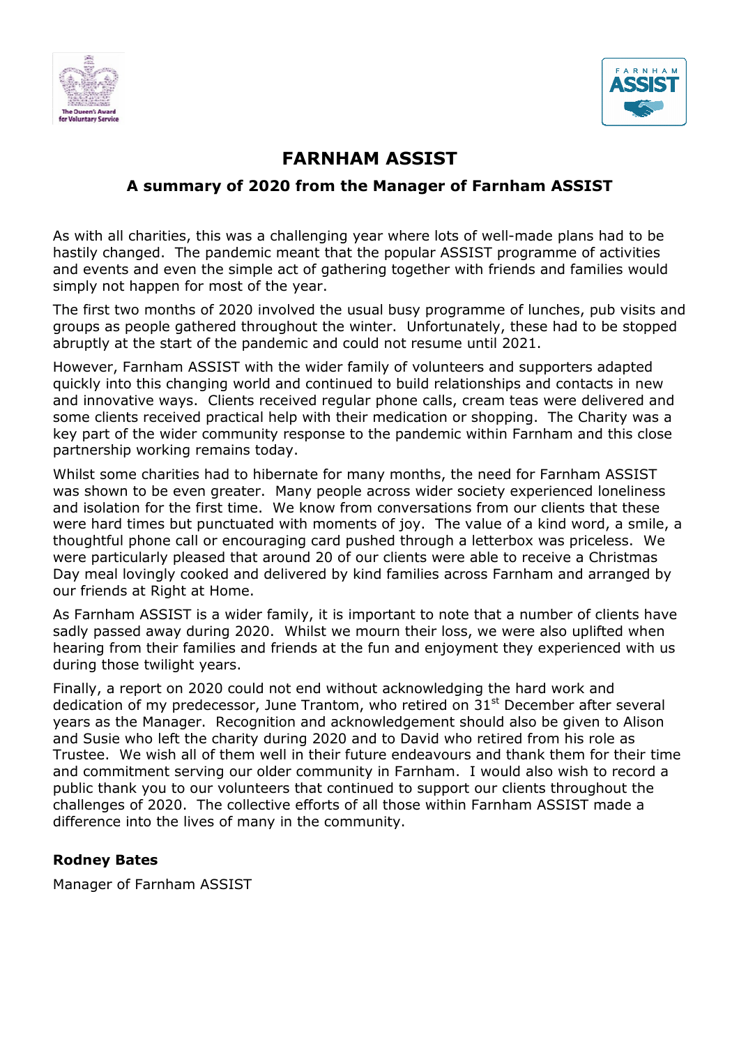# FARNHAM ASSIST

## A summary of 2020 from the Manager of Farnham ASSIST

As with all charities, this was a challenging year where lots of well-made plans had to be hastily changed. The pandemic meant that the popular ASSIST programme of activities and events and even the simple act of gathering together with friends and families would simply not happen for most of the year.

The first two months of 2020 involved the usual busy programme of lunches, pub visits and groups as people gathered throughout the winter. Unfortunately, these had to be stopped abruptly at the start of the pandemic and could not resume until 2021.

However, Farnham ASSIST with the wider family of volunteers and supporters adapted quickly into this changing world and continued to build relationships and contacts in new and innovative ways. Clients received regular phone calls, cream teas were delivered and some clients received practical help with their medication or shopping. The Charity was a key part of the wider community response to the pandemic within Farnham and this close partnership working remains today.

Whilst some charities had to hibernate for many months, the need for Farnham ASSIST was shown to be even greater. Many people across wider society experienced loneliness and isolation for the first time. We know from conversations from our clients that these were hard times but punctuated with moments of joy. The value of a kind word, a smile, a thoughtful phone call or encouraging card pushed through a letterbox was priceless. We were particularly pleased that around 20 of our clients were able to receive a Christmas Day meal lovingly cooked and delivered by kind families across Farnham and arranged by our friends at Right at Home.

As Farnham ASSIST is a wider family, it is important to note that a number of clients have sadly passed away during 2020. Whilst we mourn their loss, we were also uplifted when hearing from their families and friends at the fun and enjoyment they experienced with us during those twilight years.

Finally, a report on 2020 could not end without acknowledging the hard work and dedication of my predecessor, June Trantom, who retired on 31st December after several years as the Manager. Recognition and acknowledgement should also be given to Alison and Susie who left the charity during 2020 and to David who retired from his role as Trustee. We wish all of them well in their future endeavours and thank them for their time and commitment serving our older community in Farnham. I would also wish to record a public thank you to our volunteers that continued to support our clients throughout the challenges of 2020. The collective efforts of all those within Farnham ASSIST made a difference into the lives of many in the community.

**Rodney Bates**

Manager of Farnham ASSIST